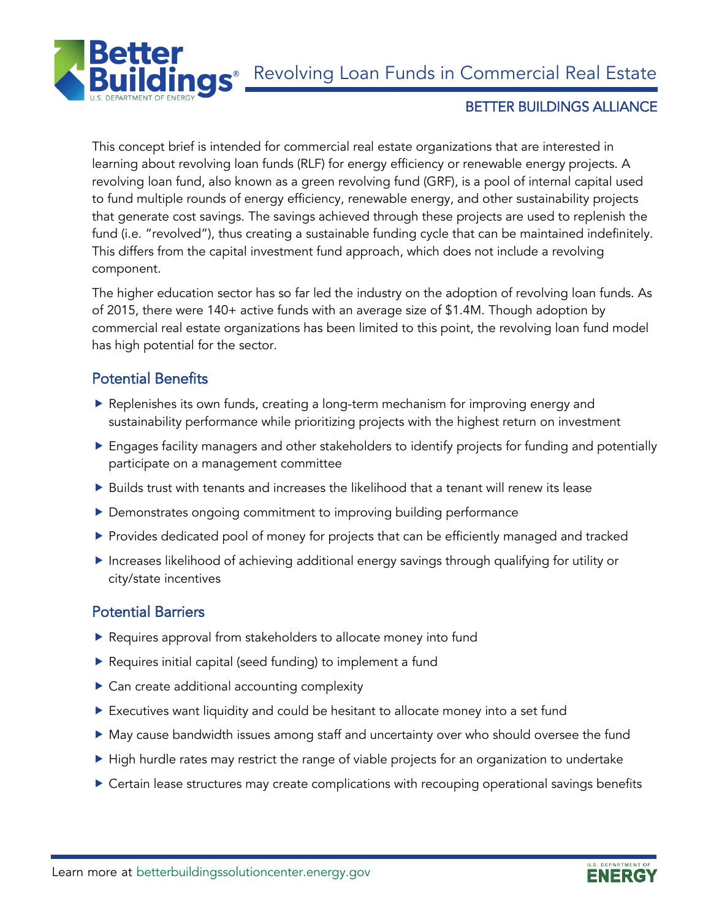# Revolving Loan Funds in Commercial Real Estate

## BETTER BUILDINGS ALLIANCE

This concept brief is intended for commercial real estate organizations that are interested in learning about revolving loan funds (RLF) for energy efficiency or renewable energy projects. A revolving loan fund, also known as a green revolving fund (GRF), is a pool of internal capital used to fund multiple rounds of energy efficiency, renewable energy, and other sustainability projects that generate cost savings. The savings achieved through these projects are used to replenish the fund (i.e. "revolved"), thus creating a sustainable funding cycle that can be maintained indefinitely. This differs from the capital investment fund approach, which does not include a revolving component.

The higher education sector has so far led the industry on the adoption of revolving loan funds. As of 2015, there were 140+ active funds with an average size of $1.4M. Though adoption by commercial real estate organizations has been limited to this point, the revolving loan fund model has high potential for the sector.

### Potential Benefits

- Replenishes its own funds, creating a long-term mechanism for improving energy and sustainability performance while prioritizing projects with the highest return on investment
- Engages facility managers and other stakeholders to identify projects for funding and potentially participate on a management committee
- Builds trust with tenants and increases the likelihood that a tenant will renew its lease
- Demonstrates ongoing commitment to improving building performance
- Provides dedicated pool of money for projects that can be efficiently managed and tracked
- Increases likelihood of achieving additional energy savings through qualifying for utility or city/state incentives

### Potential Barriers

- Requires approval from stakeholders to allocate money into fund
- Requires initial capital (seed funding) to implement a fund
- Can create additional accounting complexity
- Executives want liquidity and could be hesitant to allocate money into a set fund
- May cause bandwidth issues among staff and uncertainty over who should oversee the fund
- High hurdle rates may restrict the range of viable projects for an organization to undertake
- Certain lease structures may create complications with recouping operational savings benefits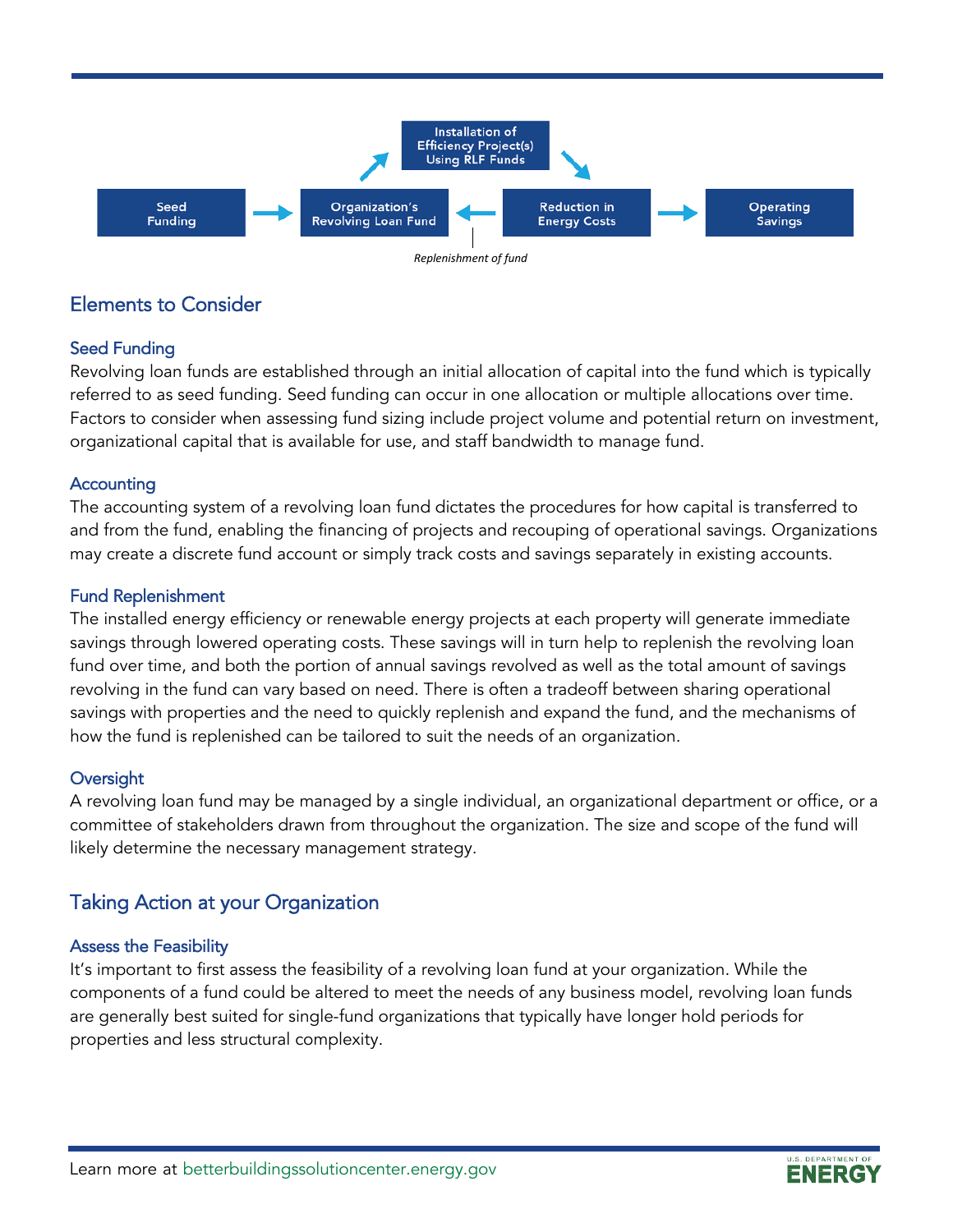Seed Funding → Organization's Revolving Loan Fund → Installation of Efficiency Project(s) Using RLF Funds → Reduction in Energy Costs → Operating Savings

Reduction in Energy Costs → Organization's Revolving Loan Fund (*Replenishment of fund*)

## Elements to Consider

### Seed Funding

Revolving loan funds are established through an initial allocation of capital into the fund which is typically referred to as seed funding. Seed funding can occur in one allocation or multiple allocations over time. Factors to consider when assessing fund sizing include project volume and potential return on investment, organizational capital that is available for use, and staff bandwidth to manage fund.

### Accounting

The accounting system of a revolving loan fund dictates the procedures for how capital is transferred to and from the fund, enabling the financing of projects and recouping of operational savings. Organizations may create a discrete fund account or simply track costs and savings separately in existing accounts.

### Fund Replenishment

The installed energy efficiency or renewable energy projects at each property will generate immediate savings through lowered operating costs. These savings will in turn help to replenish the revolving loan fund over time, and both the portion of annual savings revolved as well as the total amount of savings revolving in the fund can vary based on need. There is often a tradeoff between sharing operational savings with properties and the need to quickly replenish and expand the fund, and the mechanisms of how the fund is replenished can be tailored to suit the needs of an organization.

### Oversight

A revolving loan fund may be managed by a single individual, an organizational department or office, or a committee of stakeholders drawn from throughout the organization. The size and scope of the fund will likely determine the necessary management strategy.

## Taking Action at your Organization

### Assess the Feasibility

It's important to first assess the feasibility of a revolving loan fund at your organization. While the components of a fund could be altered to meet the needs of any business model, revolving loan funds are generally best suited for single-fund organizations that typically have longer hold periods for properties and less structural complexity.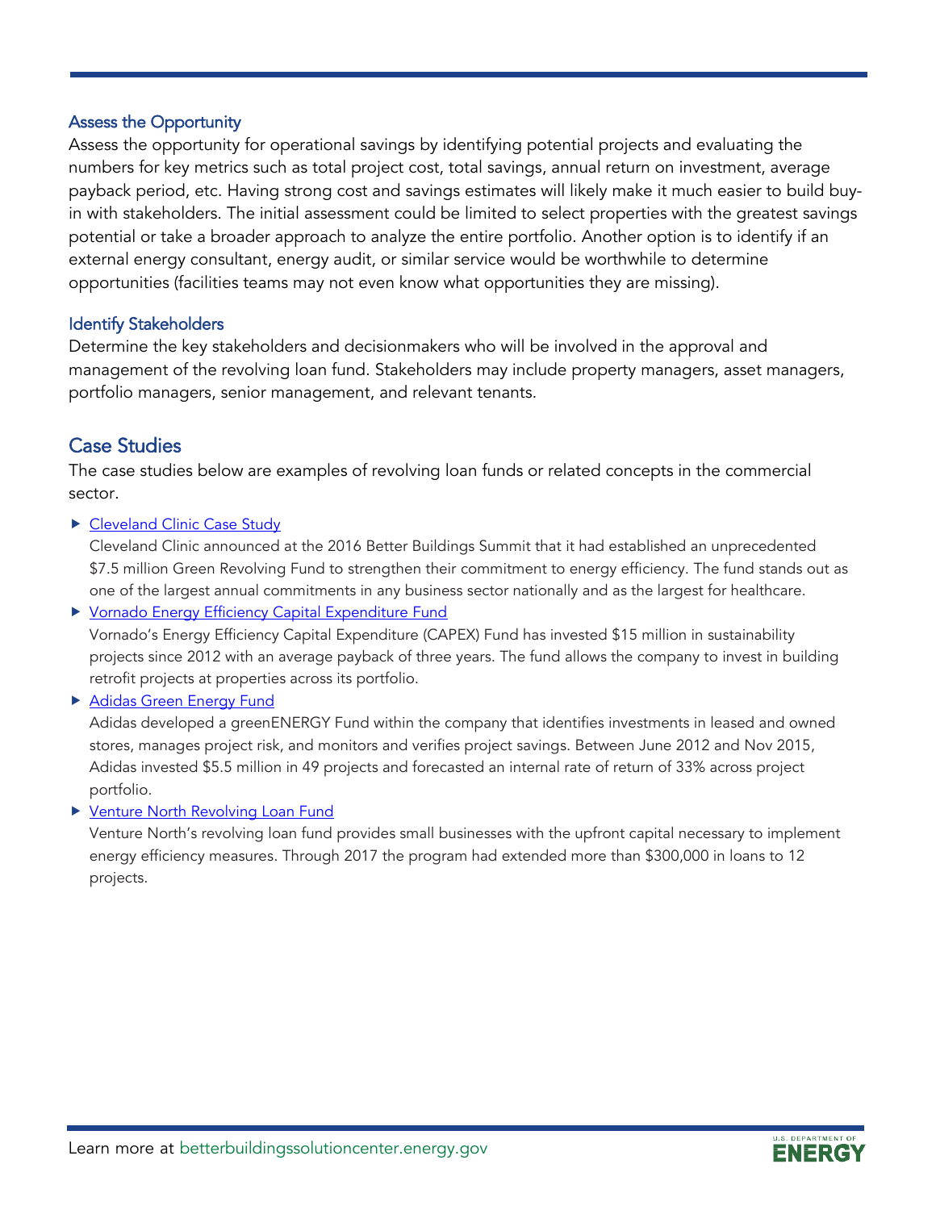### Assess the Opportunity

Assess the opportunity for operational savings by identifying potential projects and evaluating the numbers for key metrics such as total project cost, total savings, annual return on investment, average payback period, etc. Having strong cost and savings estimates will likely make it much easier to build buy-in with stakeholders. The initial assessment could be limited to select properties with the greatest savings potential or take a broader approach to analyze the entire portfolio. Another option is to identify if an external energy consultant, energy audit, or similar service would be worthwhile to determine opportunities (facilities teams may not even know what opportunities they are missing).

### Identify Stakeholders

Determine the key stakeholders and decisionmakers who will be involved in the approval and management of the revolving loan fund. Stakeholders may include property managers, asset managers, portfolio managers, senior management, and relevant tenants.

## Case Studies

The case studies below are examples of revolving loan funds or related concepts in the commercial sector.

- Cleveland Clinic Case Study
  Cleveland Clinic announced at the 2016 Better Buildings Summit that it had established an unprecedented $7.5 million Green Revolving Fund to strengthen their commitment to energy efficiency. The fund stands out as one of the largest annual commitments in any business sector nationally and as the largest for healthcare.
- Vornado Energy Efficiency Capital Expenditure Fund
  Vornado's Energy Efficiency Capital Expenditure (CAPEX) Fund has invested $15 million in sustainability projects since 2012 with an average payback of three years. The fund allows the company to invest in building retrofit projects at properties across its portfolio.
- Adidas Green Energy Fund
  Adidas developed a greenENERGY Fund within the company that identifies investments in leased and owned stores, manages project risk, and monitors and verifies project savings. Between June 2012 and Nov 2015, Adidas invested $5.5 million in 49 projects and forecasted an internal rate of return of 33% across project portfolio.
- Venture North Revolving Loan Fund
  Venture North's revolving loan fund provides small businesses with the upfront capital necessary to implement energy efficiency measures. Through 2017 the program had extended more than $300,000 in loans to 12 projects.

Learn more at betterbuildingssolutioncenter.energy.gov